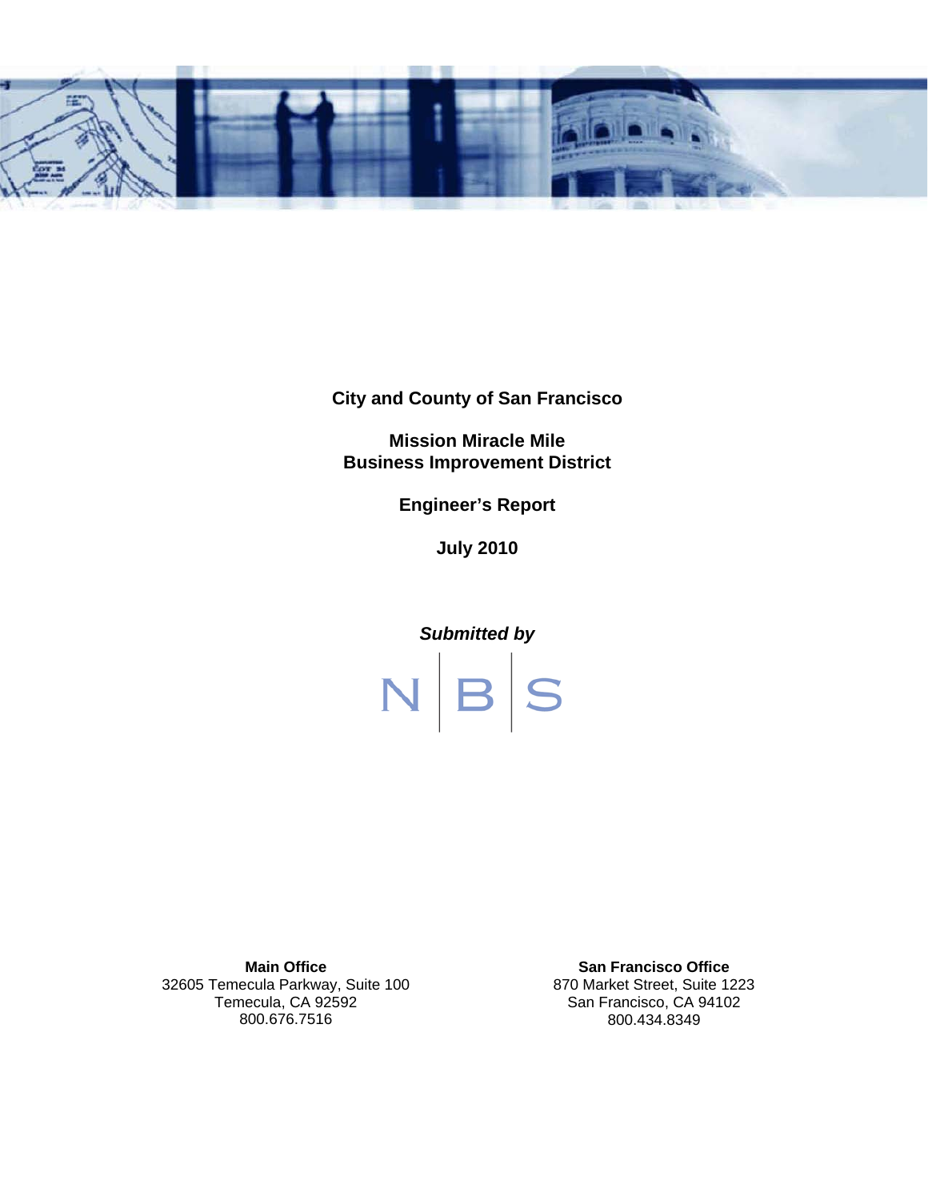**City and County of San Francisco**

**Mission Miracle Mile**
**Business Improvement District**

**Engineer's Report**

**July 2010**

***Submitted by***

N | B | S

**Main Office**
32605 Temecula Parkway, Suite 100
Temecula, CA 92592
800.676.7516

**San Francisco Office**
870 Market Street, Suite 1223
San Francisco, CA 94102
800.434.8349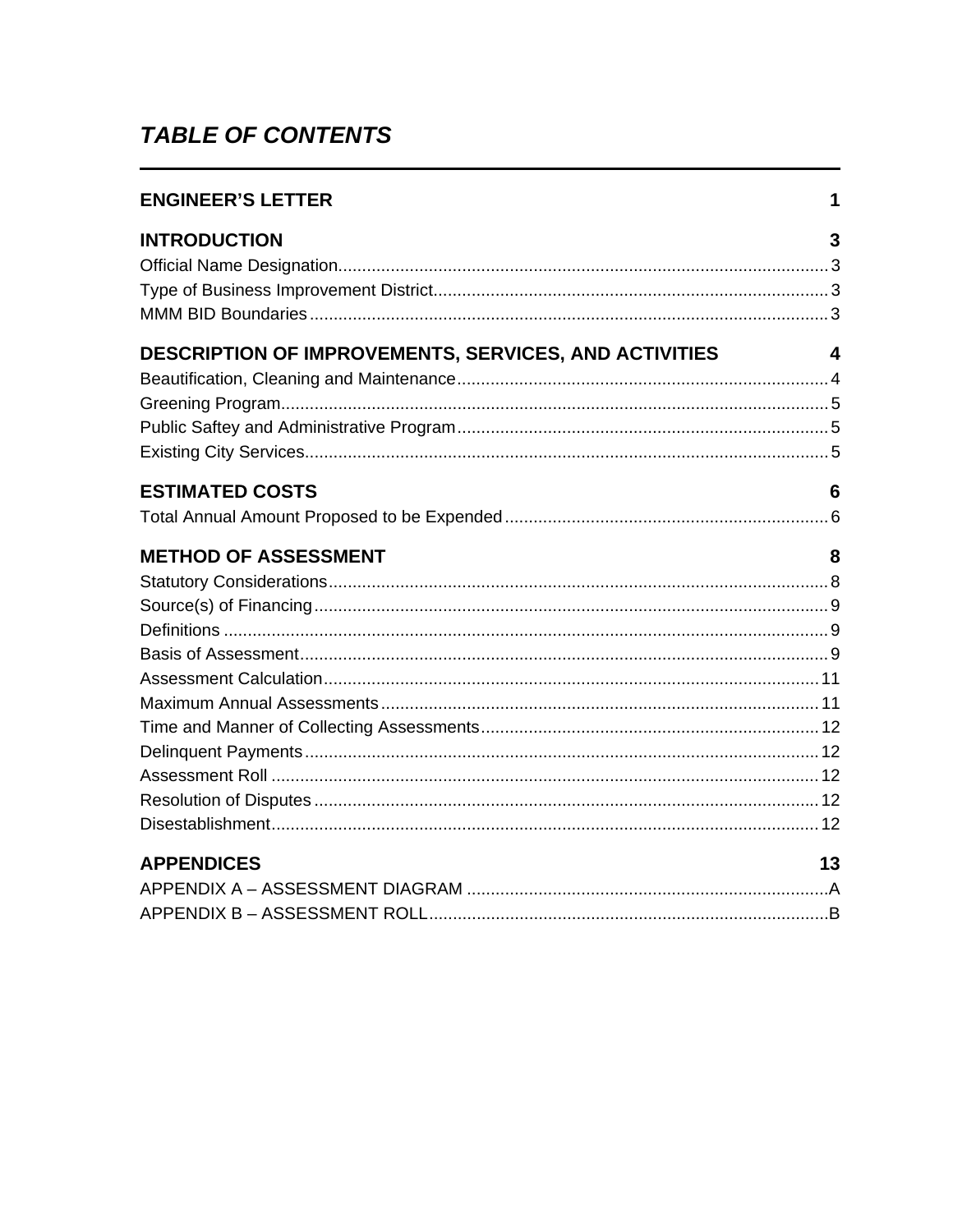# *TABLE OF CONTENTS*

**ENGINEER'S LETTER** 1

**INTRODUCTION** 3

- Official Name Designation 3
- Type of Business Improvement District 3
- MMM BID Boundaries 3

**DESCRIPTION OF IMPROVEMENTS, SERVICES, AND ACTIVITIES** 4

- Beautification, Cleaning and Maintenance 4
- Greening Program 5
- Public Saftey and Administrative Program 5
- Existing City Services 5

**ESTIMATED COSTS** 6

- Total Annual Amount Proposed to be Expended 6

**METHOD OF ASSESSMENT** 8

- Statutory Considerations 8
- Source(s) of Financing 9
- Definitions 9
- Basis of Assessment 9
- Assessment Calculation 11
- Maximum Annual Assessments 11
- Time and Manner of Collecting Assessments 12
- Delinquent Payments 12
- Assessment Roll 12
- Resolution of Disputes 12
- Disestablishment 12

**APPENDICES** 13

- APPENDIX A – ASSESSMENT DIAGRAM A
- APPENDIX B – ASSESSMENT ROLL B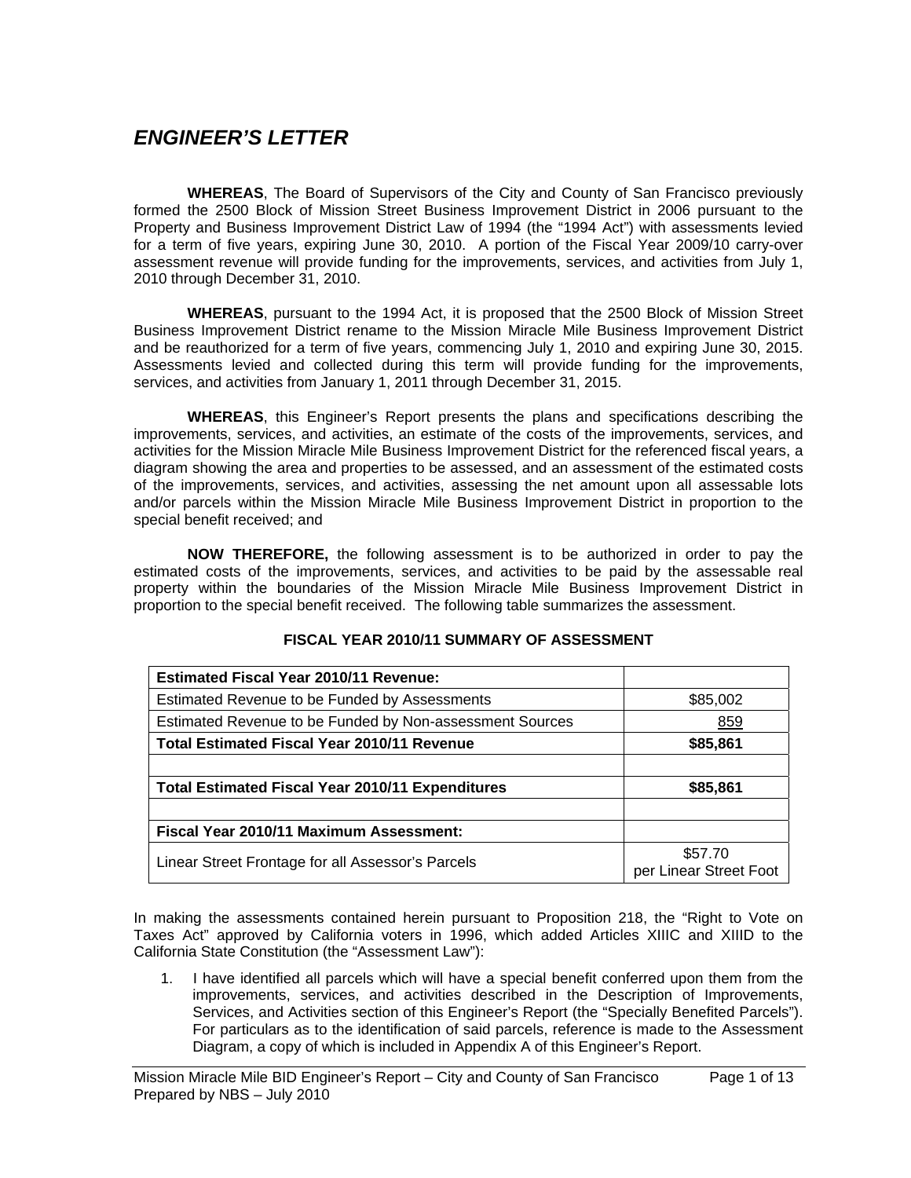## *ENGINEER'S LETTER*

**WHEREAS**, The Board of Supervisors of the City and County of San Francisco previously formed the 2500 Block of Mission Street Business Improvement District in 2006 pursuant to the Property and Business Improvement District Law of 1994 (the "1994 Act") with assessments levied for a term of five years, expiring June 30, 2010. A portion of the Fiscal Year 2009/10 carry-over assessment revenue will provide funding for the improvements, services, and activities from July 1, 2010 through December 31, 2010.

**WHEREAS**, pursuant to the 1994 Act, it is proposed that the 2500 Block of Mission Street Business Improvement District rename to the Mission Miracle Mile Business Improvement District and be reauthorized for a term of five years, commencing July 1, 2010 and expiring June 30, 2015. Assessments levied and collected during this term will provide funding for the improvements, services, and activities from January 1, 2011 through December 31, 2015.

**WHEREAS**, this Engineer's Report presents the plans and specifications describing the improvements, services, and activities, an estimate of the costs of the improvements, services, and activities for the Mission Miracle Mile Business Improvement District for the referenced fiscal years, a diagram showing the area and properties to be assessed, and an assessment of the estimated costs of the improvements, services, and activities, assessing the net amount upon all assessable lots and/or parcels within the Mission Miracle Mile Business Improvement District in proportion to the special benefit received; and

**NOW THEREFORE,** the following assessment is to be authorized in order to pay the estimated costs of the improvements, services, and activities to be paid by the assessable real property within the boundaries of the Mission Miracle Mile Business Improvement District in proportion to the special benefit received. The following table summarizes the assessment.

**FISCAL YEAR 2010/11 SUMMARY OF ASSESSMENT**

| **Estimated Fiscal Year 2010/11 Revenue:** | |
|---|---|
| Estimated Revenue to be Funded by Assessments | $85,002 |
| Estimated Revenue to be Funded by Non-assessment Sources | 859 |
| **Total Estimated Fiscal Year 2010/11 Revenue** | **$85,861** |
| | |
| **Total Estimated Fiscal Year 2010/11 Expenditures** | **$85,861** |
| | |
| **Fiscal Year 2010/11 Maximum Assessment:** | |
| Linear Street Frontage for all Assessor's Parcels | $57.70 per Linear Street Foot |

In making the assessments contained herein pursuant to Proposition 218, the "Right to Vote on Taxes Act" approved by California voters in 1996, which added Articles XIIIC and XIIID to the California State Constitution (the "Assessment Law"):

1. I have identified all parcels which will have a special benefit conferred upon them from the improvements, services, and activities described in the Description of Improvements, Services, and Activities section of this Engineer's Report (the "Specially Benefited Parcels"). For particulars as to the identification of said parcels, reference is made to the Assessment Diagram, a copy of which is included in Appendix A of this Engineer's Report.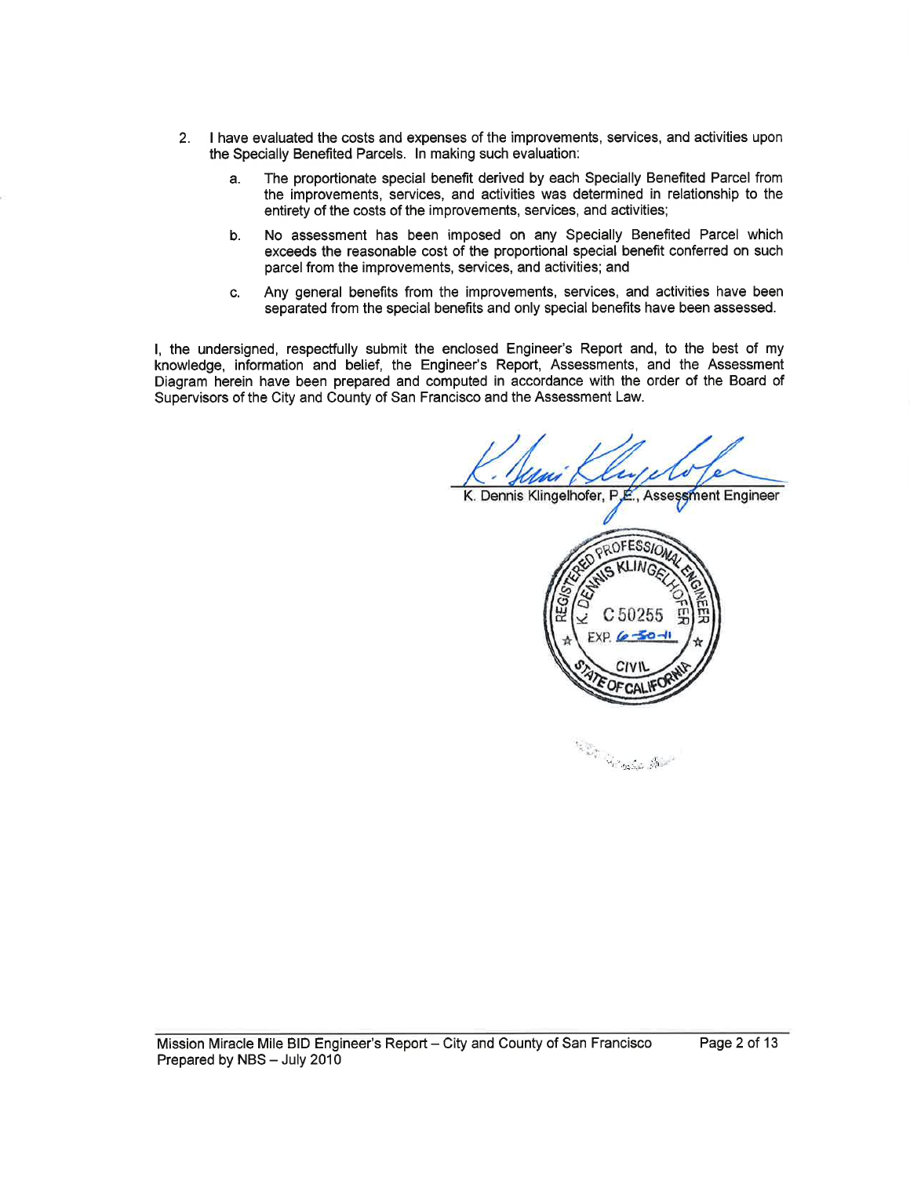2. I have evaluated the costs and expenses of the improvements, services, and activities upon the Specially Benefited Parcels. In making such evaluation:

   a. The proportionate special benefit derived by each Specially Benefited Parcel from the improvements, services, and activities was determined in relationship to the entirety of the costs of the improvements, services, and activities;

   b. No assessment has been imposed on any Specially Benefited Parcel which exceeds the reasonable cost of the proportional special benefit conferred on such parcel from the improvements, services, and activities; and

   c. Any general benefits from the improvements, services, and activities have been separated from the special benefits and only special benefits have been assessed.

I, the undersigned, respectfully submit the enclosed Engineer's Report and, to the best of my knowledge, information and belief, the Engineer's Report, Assessments, and the Assessment Diagram herein have been prepared and computed in accordance with the order of the Board of Supervisors of the City and County of San Francisco and the Assessment Law.

K. Dennis Klingelhofer, P.E., Assessment Engineer

REGISTERED PROFESSIONAL ENGINEER
K. DENNIS KLINGELHOFER
C 50255
EXP. 6-30-11
CIVIL
STATE OF CALIFORNIA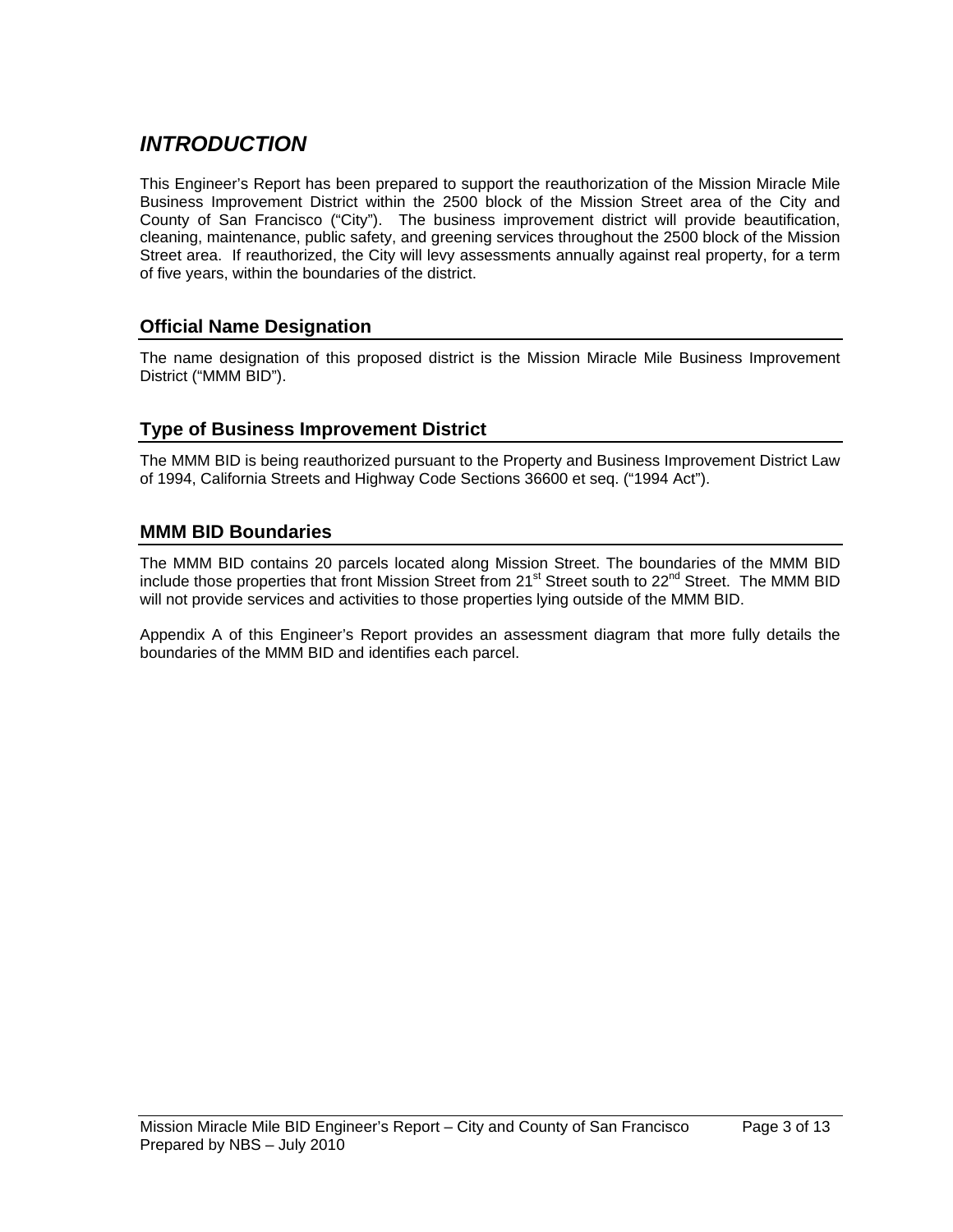# *INTRODUCTION*

This Engineer's Report has been prepared to support the reauthorization of the Mission Miracle Mile Business Improvement District within the 2500 block of the Mission Street area of the City and County of San Francisco ("City"). The business improvement district will provide beautification, cleaning, maintenance, public safety, and greening services throughout the 2500 block of the Mission Street area. If reauthorized, the City will levy assessments annually against real property, for a term of five years, within the boundaries of the district.

## Official Name Designation

The name designation of this proposed district is the Mission Miracle Mile Business Improvement District ("MMM BID").

## Type of Business Improvement District

The MMM BID is being reauthorized pursuant to the Property and Business Improvement District Law of 1994, California Streets and Highway Code Sections 36600 et seq. ("1994 Act").

## MMM BID Boundaries

The MMM BID contains 20 parcels located along Mission Street. The boundaries of the MMM BID include those properties that front Mission Street from 21st Street south to 22nd Street. The MMM BID will not provide services and activities to those properties lying outside of the MMM BID.

Appendix A of this Engineer's Report provides an assessment diagram that more fully details the boundaries of the MMM BID and identifies each parcel.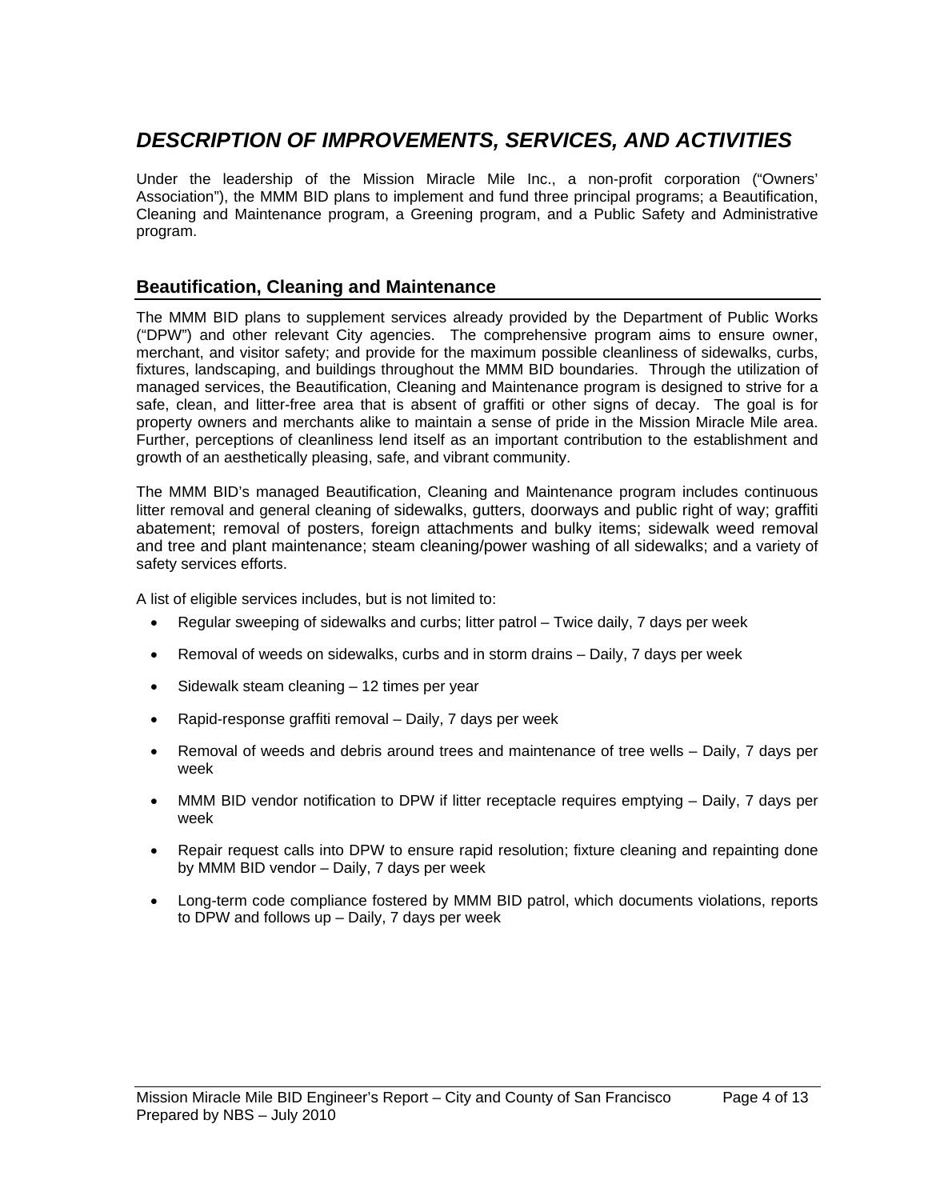# *DESCRIPTION OF IMPROVEMENTS, SERVICES, AND ACTIVITIES*

Under the leadership of the Mission Miracle Mile Inc., a non-profit corporation ("Owners' Association"), the MMM BID plans to implement and fund three principal programs; a Beautification, Cleaning and Maintenance program, a Greening program, and a Public Safety and Administrative program.

## Beautification, Cleaning and Maintenance

The MMM BID plans to supplement services already provided by the Department of Public Works ("DPW") and other relevant City agencies. The comprehensive program aims to ensure owner, merchant, and visitor safety; and provide for the maximum possible cleanliness of sidewalks, curbs, fixtures, landscaping, and buildings throughout the MMM BID boundaries. Through the utilization of managed services, the Beautification, Cleaning and Maintenance program is designed to strive for a safe, clean, and litter-free area that is absent of graffiti or other signs of decay. The goal is for property owners and merchants alike to maintain a sense of pride in the Mission Miracle Mile area. Further, perceptions of cleanliness lend itself as an important contribution to the establishment and growth of an aesthetically pleasing, safe, and vibrant community.

The MMM BID's managed Beautification, Cleaning and Maintenance program includes continuous litter removal and general cleaning of sidewalks, gutters, doorways and public right of way; graffiti abatement; removal of posters, foreign attachments and bulky items; sidewalk weed removal and tree and plant maintenance; steam cleaning/power washing of all sidewalks; and a variety of safety services efforts.

A list of eligible services includes, but is not limited to:

- Regular sweeping of sidewalks and curbs; litter patrol – Twice daily, 7 days per week
- Removal of weeds on sidewalks, curbs and in storm drains – Daily, 7 days per week
- Sidewalk steam cleaning – 12 times per year
- Rapid-response graffiti removal – Daily, 7 days per week
- Removal of weeds and debris around trees and maintenance of tree wells – Daily, 7 days per week
- MMM BID vendor notification to DPW if litter receptacle requires emptying – Daily, 7 days per week
- Repair request calls into DPW to ensure rapid resolution; fixture cleaning and repainting done by MMM BID vendor – Daily, 7 days per week
- Long-term code compliance fostered by MMM BID patrol, which documents violations, reports to DPW and follows up – Daily, 7 days per week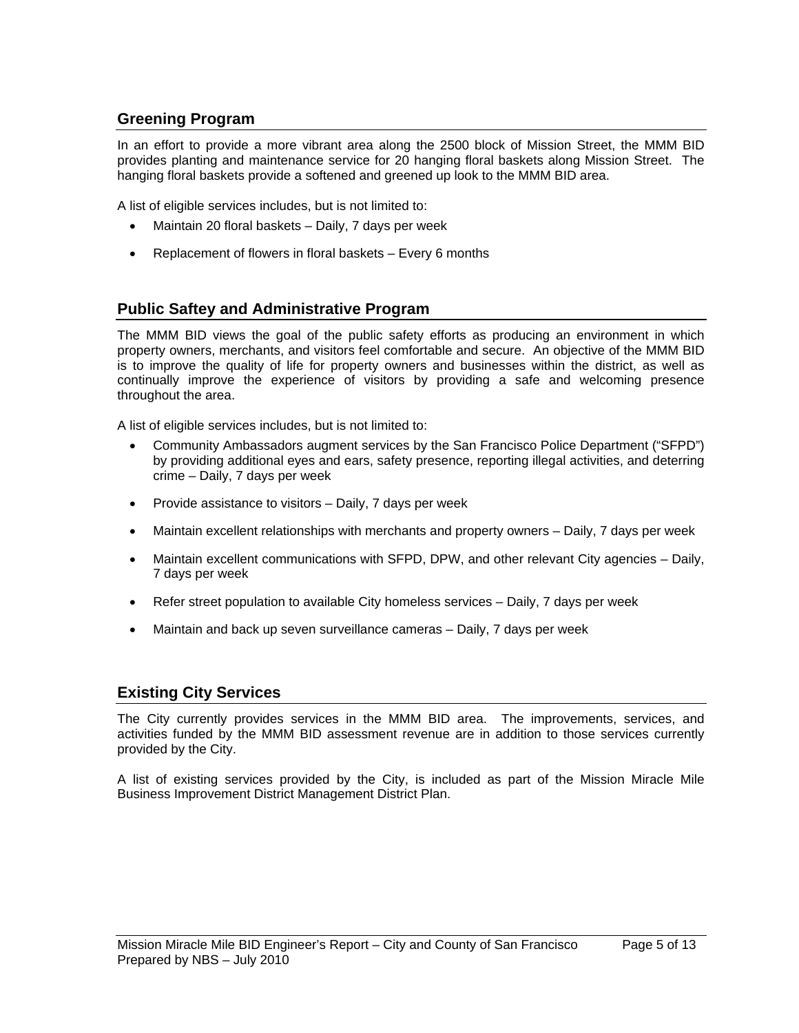## Greening Program

In an effort to provide a more vibrant area along the 2500 block of Mission Street, the MMM BID provides planting and maintenance service for 20 hanging floral baskets along Mission Street. The hanging floral baskets provide a softened and greened up look to the MMM BID area.

A list of eligible services includes, but is not limited to:

- Maintain 20 floral baskets – Daily, 7 days per week
- Replacement of flowers in floral baskets – Every 6 months

## Public Saftey and Administrative Program

The MMM BID views the goal of the public safety efforts as producing an environment in which property owners, merchants, and visitors feel comfortable and secure. An objective of the MMM BID is to improve the quality of life for property owners and businesses within the district, as well as continually improve the experience of visitors by providing a safe and welcoming presence throughout the area.

A list of eligible services includes, but is not limited to:

- Community Ambassadors augment services by the San Francisco Police Department ("SFPD") by providing additional eyes and ears, safety presence, reporting illegal activities, and deterring crime – Daily, 7 days per week
- Provide assistance to visitors – Daily, 7 days per week
- Maintain excellent relationships with merchants and property owners – Daily, 7 days per week
- Maintain excellent communications with SFPD, DPW, and other relevant City agencies – Daily, 7 days per week
- Refer street population to available City homeless services – Daily, 7 days per week
- Maintain and back up seven surveillance cameras – Daily, 7 days per week

## Existing City Services

The City currently provides services in the MMM BID area. The improvements, services, and activities funded by the MMM BID assessment revenue are in addition to those services currently provided by the City.

A list of existing services provided by the City, is included as part of the Mission Miracle Mile Business Improvement District Management District Plan.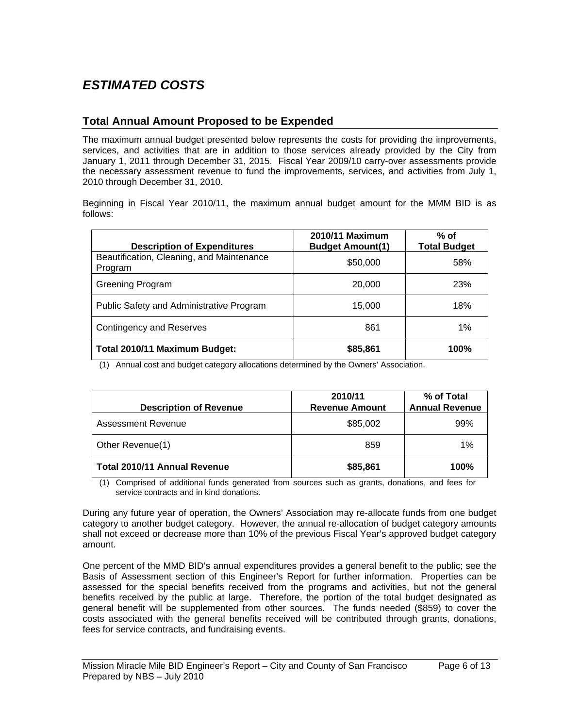# *ESTIMATED COSTS*

## Total Annual Amount Proposed to be Expended

The maximum annual budget presented below represents the costs for providing the improvements, services, and activities that are in addition to those services already provided by the City from January 1, 2011 through December 31, 2015. Fiscal Year 2009/10 carry-over assessments provide the necessary assessment revenue to fund the improvements, services, and activities from July 1, 2010 through December 31, 2010.

Beginning in Fiscal Year 2010/11, the maximum annual budget amount for the MMM BID is as follows:

| Description of Expenditures | 2010/11 Maximum Budget Amount(1) | % of Total Budget |
|---|---|---|
| Beautification, Cleaning, and Maintenance Program | $50,000 | 58% |
| Greening Program | 20,000 | 23% |
| Public Safety and Administrative Program | 15,000 | 18% |
| Contingency and Reserves | 861 | 1% |
| **Total 2010/11 Maximum Budget:** | **$85,861** | **100%** |

(1) Annual cost and budget category allocations determined by the Owners' Association.

| Description of Revenue | 2010/11 Revenue Amount | % of Total Annual Revenue |
|---|---|---|
| Assessment Revenue | $85,002 | 99% |
| Other Revenue(1) | 859 | 1% |
| **Total 2010/11 Annual Revenue** | **$85,861** | **100%** |

(1) Comprised of additional funds generated from sources such as grants, donations, and fees for service contracts and in kind donations.

During any future year of operation, the Owners' Association may re-allocate funds from one budget category to another budget category. However, the annual re-allocation of budget category amounts shall not exceed or decrease more than 10% of the previous Fiscal Year's approved budget category amount.

One percent of the MMD BID's annual expenditures provides a general benefit to the public; see the Basis of Assessment section of this Engineer's Report for further information. Properties can be assessed for the special benefits received from the programs and activities, but not the general benefits received by the public at large. Therefore, the portion of the total budget designated as general benefit will be supplemented from other sources. The funds needed ($859) to cover the costs associated with the general benefits received will be contributed through grants, donations, fees for service contracts, and fundraising events.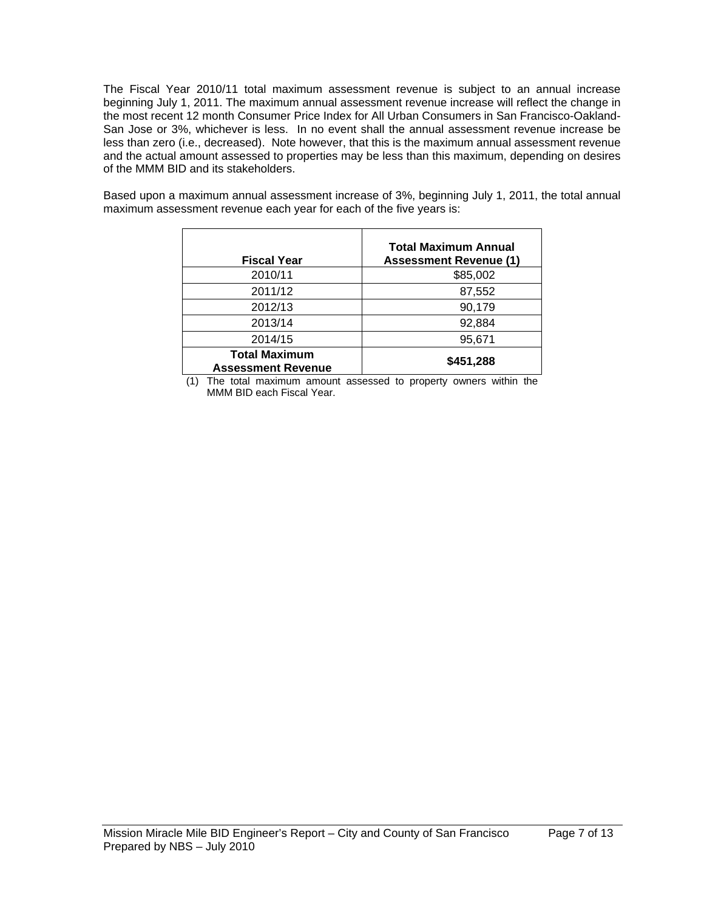The Fiscal Year 2010/11 total maximum assessment revenue is subject to an annual increase beginning July 1, 2011. The maximum annual assessment revenue increase will reflect the change in the most recent 12 month Consumer Price Index for All Urban Consumers in San Francisco-Oakland-San Jose or 3%, whichever is less. In no event shall the annual assessment revenue increase be less than zero (i.e., decreased). Note however, that this is the maximum annual assessment revenue and the actual amount assessed to properties may be less than this maximum, depending on desires of the MMM BID and its stakeholders.

Based upon a maximum annual assessment increase of 3%, beginning July 1, 2011, the total annual maximum assessment revenue each year for each of the five years is:

| Fiscal Year | Total Maximum Annual Assessment Revenue (1) |
|---|---|
| 2010/11 | $85,002 |
| 2011/12 | 87,552 |
| 2012/13 | 90,179 |
| 2013/14 | 92,884 |
| 2014/15 | 95,671 |
| **Total Maximum Assessment Revenue** | **$451,288** |

(1) The total maximum amount assessed to property owners within the MMM BID each Fiscal Year.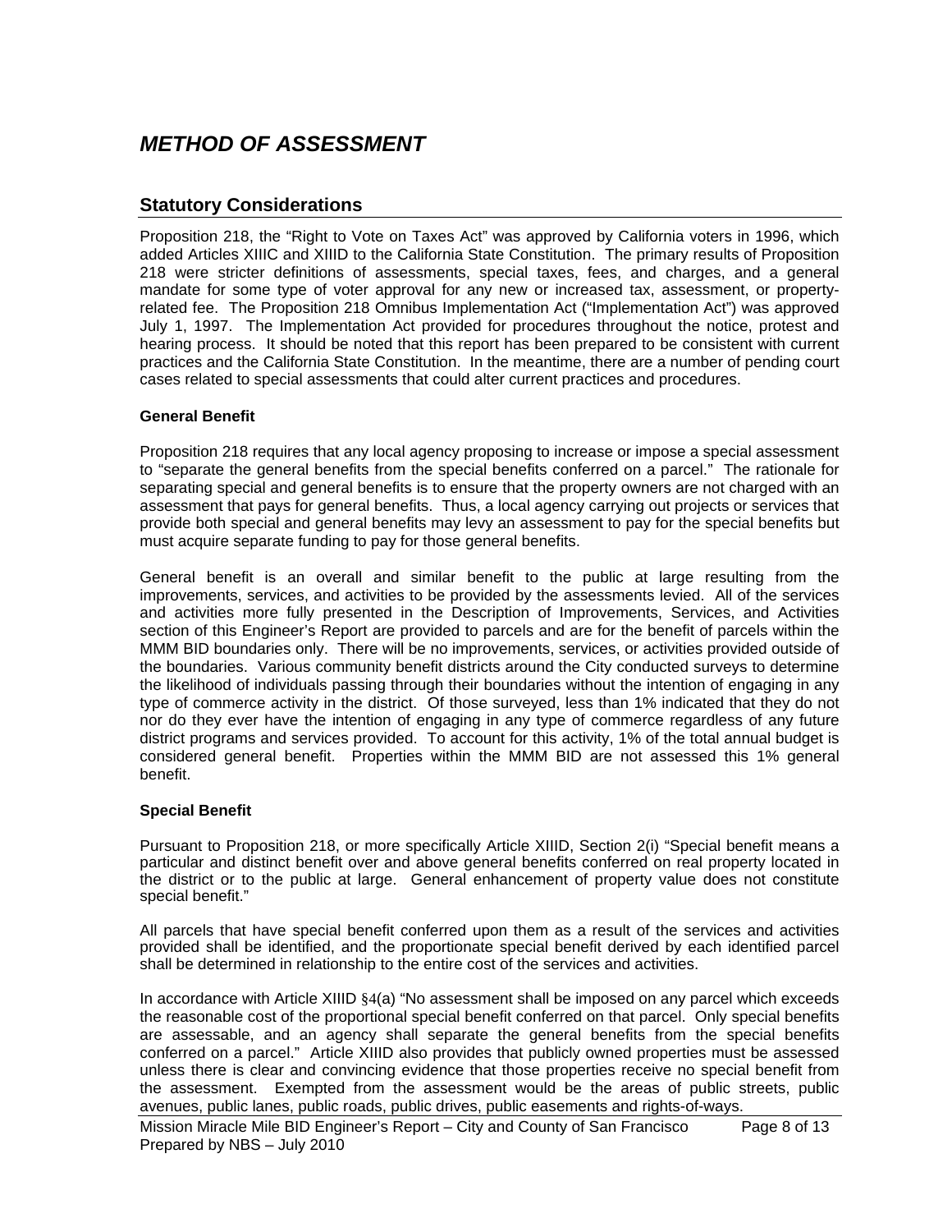# *METHOD OF ASSESSMENT*

## Statutory Considerations

Proposition 218, the "Right to Vote on Taxes Act" was approved by California voters in 1996, which added Articles XIIIC and XIIID to the California State Constitution. The primary results of Proposition 218 were stricter definitions of assessments, special taxes, fees, and charges, and a general mandate for some type of voter approval for any new or increased tax, assessment, or property-related fee. The Proposition 218 Omnibus Implementation Act ("Implementation Act") was approved July 1, 1997. The Implementation Act provided for procedures throughout the notice, protest and hearing process. It should be noted that this report has been prepared to be consistent with current practices and the California State Constitution. In the meantime, there are a number of pending court cases related to special assessments that could alter current practices and procedures.

**General Benefit**

Proposition 218 requires that any local agency proposing to increase or impose a special assessment to "separate the general benefits from the special benefits conferred on a parcel." The rationale for separating special and general benefits is to ensure that the property owners are not charged with an assessment that pays for general benefits. Thus, a local agency carrying out projects or services that provide both special and general benefits may levy an assessment to pay for the special benefits but must acquire separate funding to pay for those general benefits.

General benefit is an overall and similar benefit to the public at large resulting from the improvements, services, and activities to be provided by the assessments levied. All of the services and activities more fully presented in the Description of Improvements, Services, and Activities section of this Engineer's Report are provided to parcels and are for the benefit of parcels within the MMM BID boundaries only. There will be no improvements, services, or activities provided outside of the boundaries. Various community benefit districts around the City conducted surveys to determine the likelihood of individuals passing through their boundaries without the intention of engaging in any type of commerce activity in the district. Of those surveyed, less than 1% indicated that they do not nor do they ever have the intention of engaging in any type of commerce regardless of any future district programs and services provided. To account for this activity, 1% of the total annual budget is considered general benefit. Properties within the MMM BID are not assessed this 1% general benefit.

**Special Benefit**

Pursuant to Proposition 218, or more specifically Article XIIID, Section 2(i) "Special benefit means a particular and distinct benefit over and above general benefits conferred on real property located in the district or to the public at large. General enhancement of property value does not constitute special benefit."

All parcels that have special benefit conferred upon them as a result of the services and activities provided shall be identified, and the proportionate special benefit derived by each identified parcel shall be determined in relationship to the entire cost of the services and activities.

In accordance with Article XIIID §4(a) "No assessment shall be imposed on any parcel which exceeds the reasonable cost of the proportional special benefit conferred on that parcel. Only special benefits are assessable, and an agency shall separate the general benefits from the special benefits conferred on a parcel." Article XIIID also provides that publicly owned properties must be assessed unless there is clear and convincing evidence that those properties receive no special benefit from the assessment. Exempted from the assessment would be the areas of public streets, public avenues, public lanes, public roads, public drives, public easements and rights-of-ways.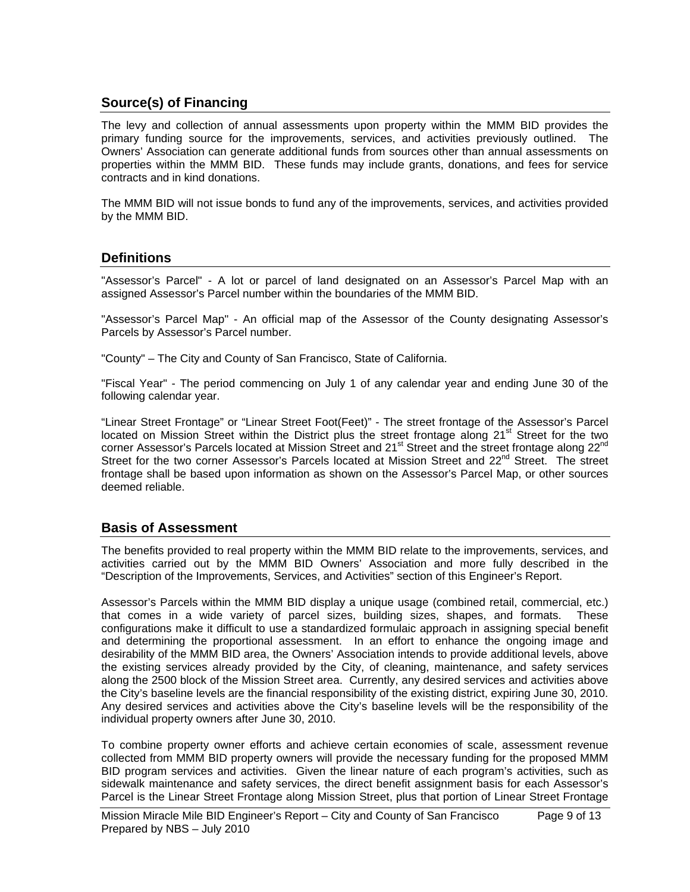## Source(s) of Financing

The levy and collection of annual assessments upon property within the MMM BID provides the primary funding source for the improvements, services, and activities previously outlined. The Owners' Association can generate additional funds from sources other than annual assessments on properties within the MMM BID. These funds may include grants, donations, and fees for service contracts and in kind donations.

The MMM BID will not issue bonds to fund any of the improvements, services, and activities provided by the MMM BID.

## Definitions

"Assessor's Parcel" - A lot or parcel of land designated on an Assessor's Parcel Map with an assigned Assessor's Parcel number within the boundaries of the MMM BID.

"Assessor's Parcel Map" - An official map of the Assessor of the County designating Assessor's Parcels by Assessor's Parcel number.

"County" – The City and County of San Francisco, State of California.

"Fiscal Year" - The period commencing on July 1 of any calendar year and ending June 30 of the following calendar year.

"Linear Street Frontage" or "Linear Street Foot(Feet)" - The street frontage of the Assessor's Parcel located on Mission Street within the District plus the street frontage along 21st Street for the two corner Assessor's Parcels located at Mission Street and 21st Street and the street frontage along 22nd Street for the two corner Assessor's Parcels located at Mission Street and 22nd Street. The street frontage shall be based upon information as shown on the Assessor's Parcel Map, or other sources deemed reliable.

## Basis of Assessment

The benefits provided to real property within the MMM BID relate to the improvements, services, and activities carried out by the MMM BID Owners' Association and more fully described in the "Description of the Improvements, Services, and Activities" section of this Engineer's Report.

Assessor's Parcels within the MMM BID display a unique usage (combined retail, commercial, etc.) that comes in a wide variety of parcel sizes, building sizes, shapes, and formats. These configurations make it difficult to use a standardized formulaic approach in assigning special benefit and determining the proportional assessment. In an effort to enhance the ongoing image and desirability of the MMM BID area, the Owners' Association intends to provide additional levels, above the existing services already provided by the City, of cleaning, maintenance, and safety services along the 2500 block of the Mission Street area. Currently, any desired services and activities above the City's baseline levels are the financial responsibility of the existing district, expiring June 30, 2010. Any desired services and activities above the City's baseline levels will be the responsibility of the individual property owners after June 30, 2010.

To combine property owner efforts and achieve certain economies of scale, assessment revenue collected from MMM BID property owners will provide the necessary funding for the proposed MMM BID program services and activities. Given the linear nature of each program's activities, such as sidewalk maintenance and safety services, the direct benefit assignment basis for each Assessor's Parcel is the Linear Street Frontage along Mission Street, plus that portion of Linear Street Frontage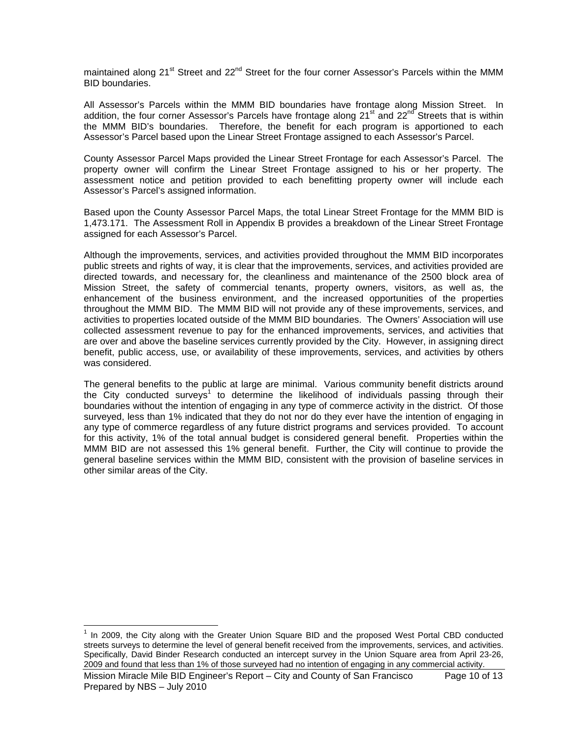maintained along 21st Street and 22nd Street for the four corner Assessor's Parcels within the MMM BID boundaries.

All Assessor's Parcels within the MMM BID boundaries have frontage along Mission Street. In addition, the four corner Assessor's Parcels have frontage along 21st and 22nd Streets that is within the MMM BID's boundaries. Therefore, the benefit for each program is apportioned to each Assessor's Parcel based upon the Linear Street Frontage assigned to each Assessor's Parcel.

County Assessor Parcel Maps provided the Linear Street Frontage for each Assessor's Parcel. The property owner will confirm the Linear Street Frontage assigned to his or her property. The assessment notice and petition provided to each benefitting property owner will include each Assessor's Parcel's assigned information.

Based upon the County Assessor Parcel Maps, the total Linear Street Frontage for the MMM BID is 1,473.171. The Assessment Roll in Appendix B provides a breakdown of the Linear Street Frontage assigned for each Assessor's Parcel.

Although the improvements, services, and activities provided throughout the MMM BID incorporates public streets and rights of way, it is clear that the improvements, services, and activities provided are directed towards, and necessary for, the cleanliness and maintenance of the 2500 block area of Mission Street, the safety of commercial tenants, property owners, visitors, as well as, the enhancement of the business environment, and the increased opportunities of the properties throughout the MMM BID. The MMM BID will not provide any of these improvements, services, and activities to properties located outside of the MMM BID boundaries. The Owners' Association will use collected assessment revenue to pay for the enhanced improvements, services, and activities that are over and above the baseline services currently provided by the City. However, in assigning direct benefit, public access, use, or availability of these improvements, services, and activities by others was considered.

The general benefits to the public at large are minimal. Various community benefit districts around the City conducted surveys[1] to determine the likelihood of individuals passing through their boundaries without the intention of engaging in any type of commerce activity in the district. Of those surveyed, less than 1% indicated that they do not nor do they ever have the intention of engaging in any type of commerce regardless of any future district programs and services provided. To account for this activity, 1% of the total annual budget is considered general benefit. Properties within the MMM BID are not assessed this 1% general benefit. Further, the City will continue to provide the general baseline services within the MMM BID, consistent with the provision of baseline services in other similar areas of the City.

---

[1] In 2009, the City along with the Greater Union Square BID and the proposed West Portal CBD conducted streets surveys to determine the level of general benefit received from the improvements, services, and activities. Specifically, David Binder Research conducted an intercept survey in the Union Square area from April 23-26, 2009 and found that less than 1% of those surveyed had no intention of engaging in any commercial activity.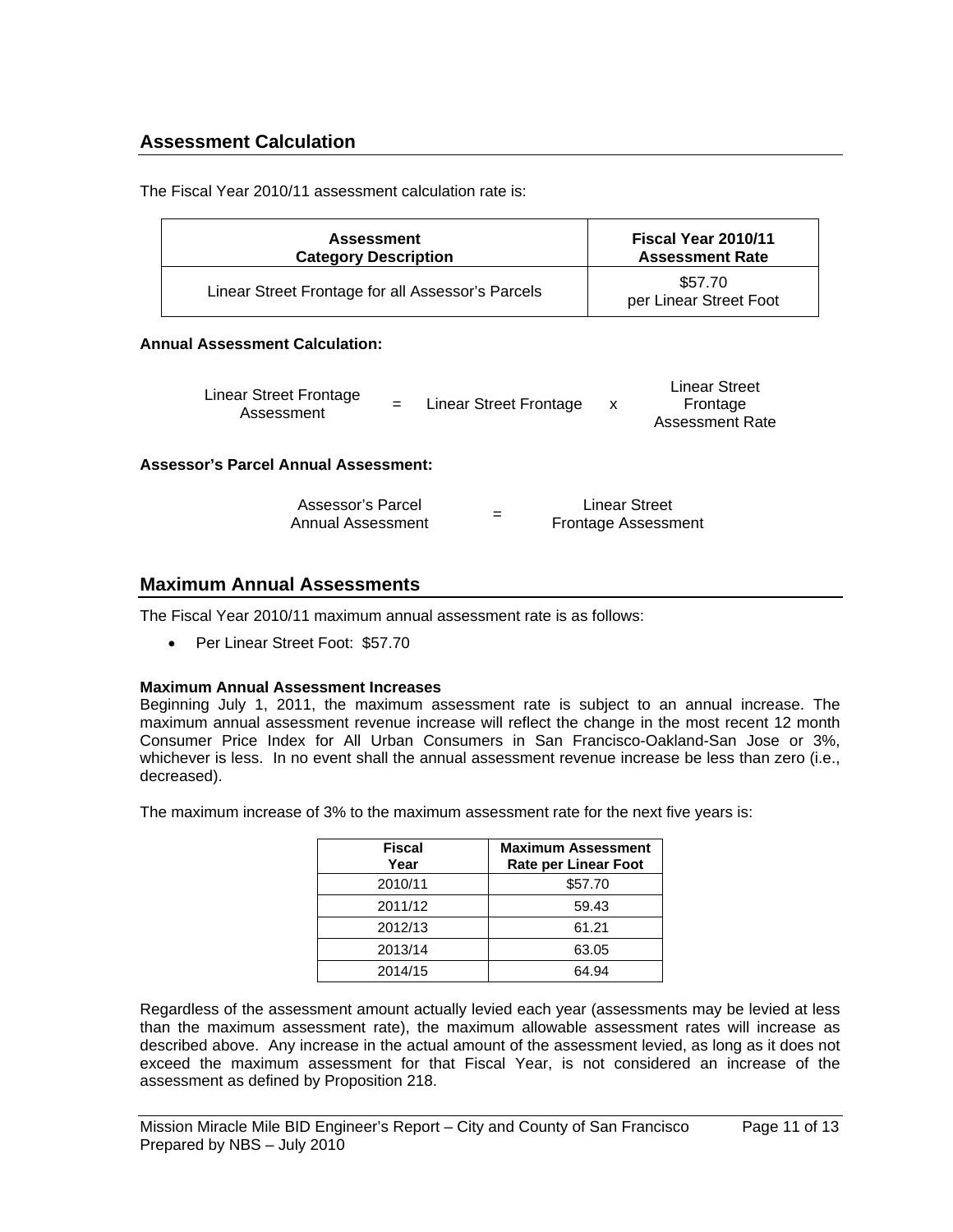## Assessment Calculation

The Fiscal Year 2010/11 assessment calculation rate is:

| Assessment Category Description | Fiscal Year 2010/11 Assessment Rate |
|---|---|
| Linear Street Frontage for all Assessor's Parcels | $57.70 per Linear Street Foot |

**Annual Assessment Calculation:**

Linear Street Frontage Assessment = Linear Street Frontage x Linear Street Frontage Assessment Rate

**Assessor's Parcel Annual Assessment:**

Assessor's Parcel Annual Assessment = Linear Street Frontage Assessment

## Maximum Annual Assessments

The Fiscal Year 2010/11 maximum annual assessment rate is as follows:

- Per Linear Street Foot: $57.70

**Maximum Annual Assessment Increases**

Beginning July 1, 2011, the maximum assessment rate is subject to an annual increase. The maximum annual assessment revenue increase will reflect the change in the most recent 12 month Consumer Price Index for All Urban Consumers in San Francisco-Oakland-San Jose or 3%, whichever is less. In no event shall the annual assessment revenue increase be less than zero (i.e., decreased).

The maximum increase of 3% to the maximum assessment rate for the next five years is:

| Fiscal Year | Maximum Assessment Rate per Linear Foot |
|---|---|
| 2010/11 | $57.70 |
| 2011/12 | 59.43 |
| 2012/13 | 61.21 |
| 2013/14 | 63.05 |
| 2014/15 | 64.94 |

Regardless of the assessment amount actually levied each year (assessments may be levied at less than the maximum assessment rate), the maximum allowable assessment rates will increase as described above. Any increase in the actual amount of the assessment levied, as long as it does not exceed the maximum assessment for that Fiscal Year, is not considered an increase of the assessment as defined by Proposition 218.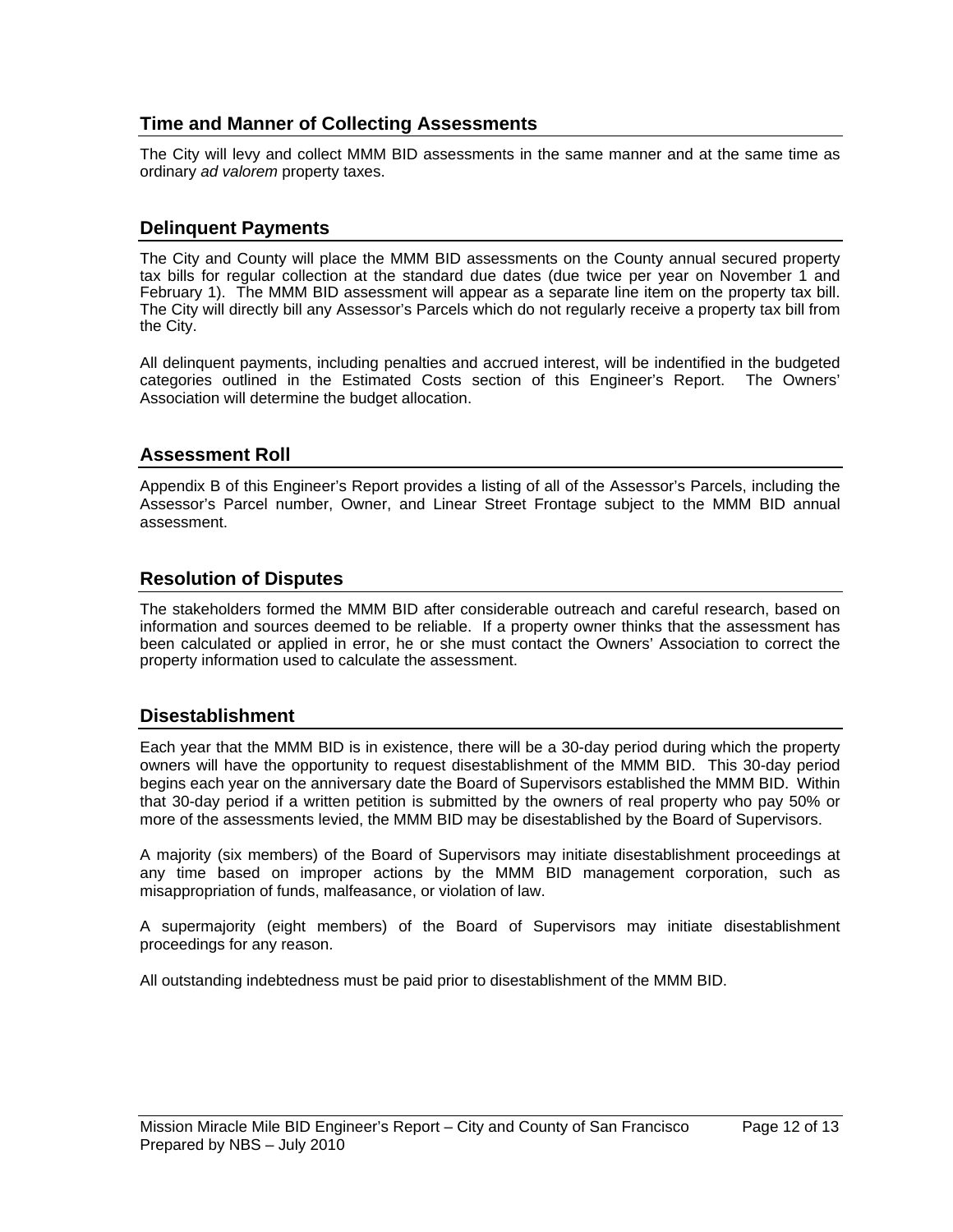## Time and Manner of Collecting Assessments

The City will levy and collect MMM BID assessments in the same manner and at the same time as ordinary *ad valorem* property taxes.

## Delinquent Payments

The City and County will place the MMM BID assessments on the County annual secured property tax bills for regular collection at the standard due dates (due twice per year on November 1 and February 1). The MMM BID assessment will appear as a separate line item on the property tax bill. The City will directly bill any Assessor's Parcels which do not regularly receive a property tax bill from the City.

All delinquent payments, including penalties and accrued interest, will be indentified in the budgeted categories outlined in the Estimated Costs section of this Engineer's Report. The Owners' Association will determine the budget allocation.

## Assessment Roll

Appendix B of this Engineer's Report provides a listing of all of the Assessor's Parcels, including the Assessor's Parcel number, Owner, and Linear Street Frontage subject to the MMM BID annual assessment.

## Resolution of Disputes

The stakeholders formed the MMM BID after considerable outreach and careful research, based on information and sources deemed to be reliable. If a property owner thinks that the assessment has been calculated or applied in error, he or she must contact the Owners' Association to correct the property information used to calculate the assessment.

## Disestablishment

Each year that the MMM BID is in existence, there will be a 30-day period during which the property owners will have the opportunity to request disestablishment of the MMM BID. This 30-day period begins each year on the anniversary date the Board of Supervisors established the MMM BID. Within that 30-day period if a written petition is submitted by the owners of real property who pay 50% or more of the assessments levied, the MMM BID may be disestablished by the Board of Supervisors.

A majority (six members) of the Board of Supervisors may initiate disestablishment proceedings at any time based on improper actions by the MMM BID management corporation, such as misappropriation of funds, malfeasance, or violation of law.

A supermajority (eight members) of the Board of Supervisors may initiate disestablishment proceedings for any reason.

All outstanding indebtedness must be paid prior to disestablishment of the MMM BID.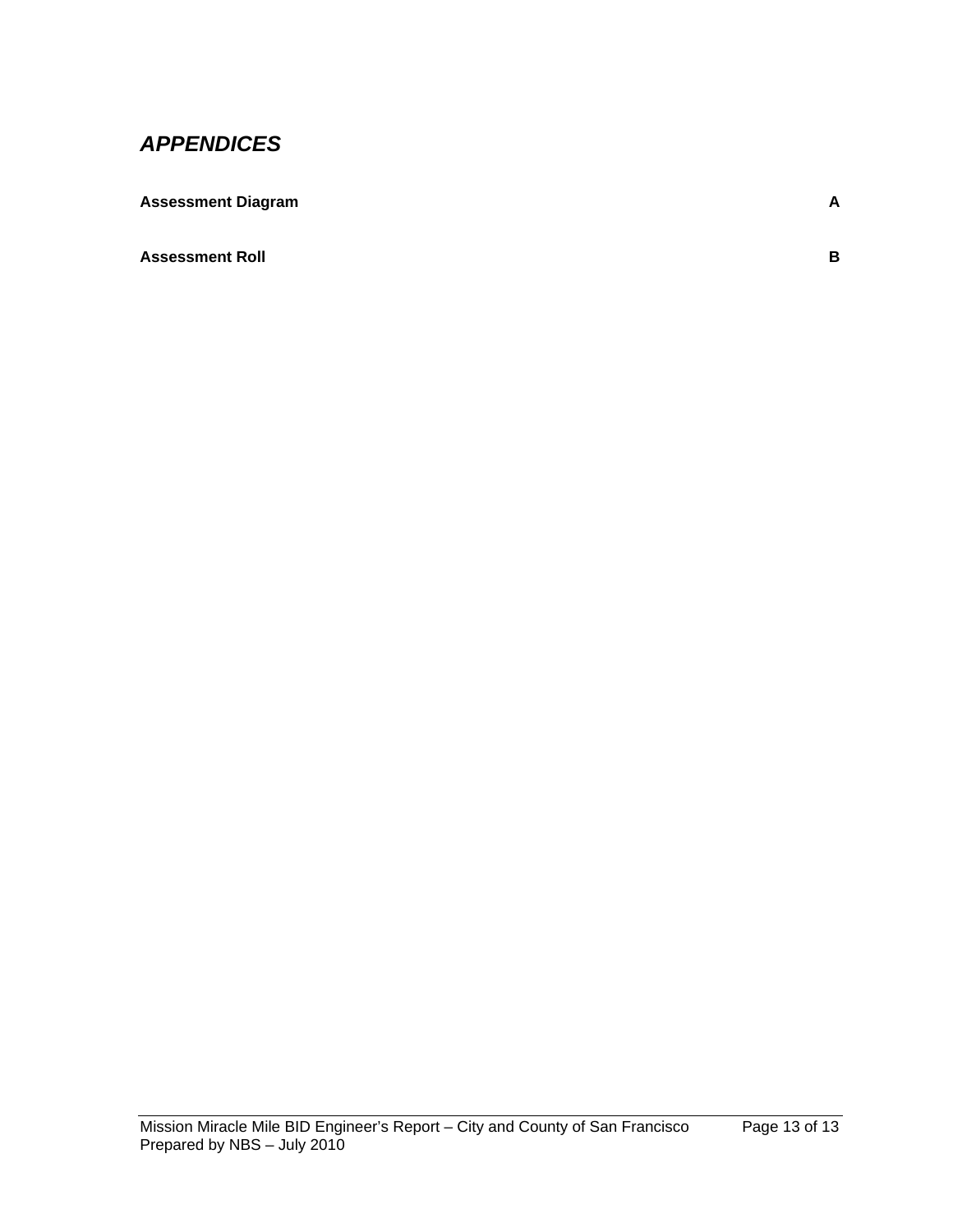## *APPENDICES*

| | |
|---|---|
| **Assessment Diagram** | **A** |
| **Assessment Roll** | **B** |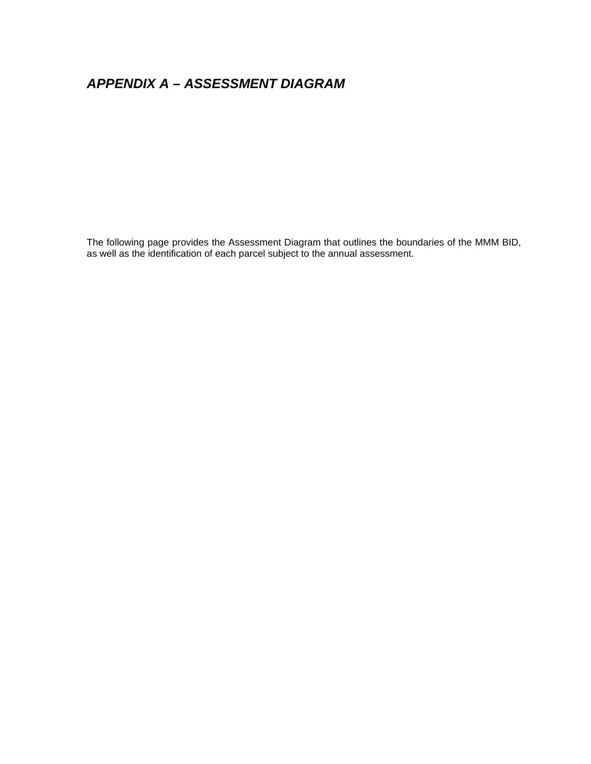## *APPENDIX A – ASSESSMENT DIAGRAM*

The following page provides the Assessment Diagram that outlines the boundaries of the MMM BID, as well as the identification of each parcel subject to the annual assessment.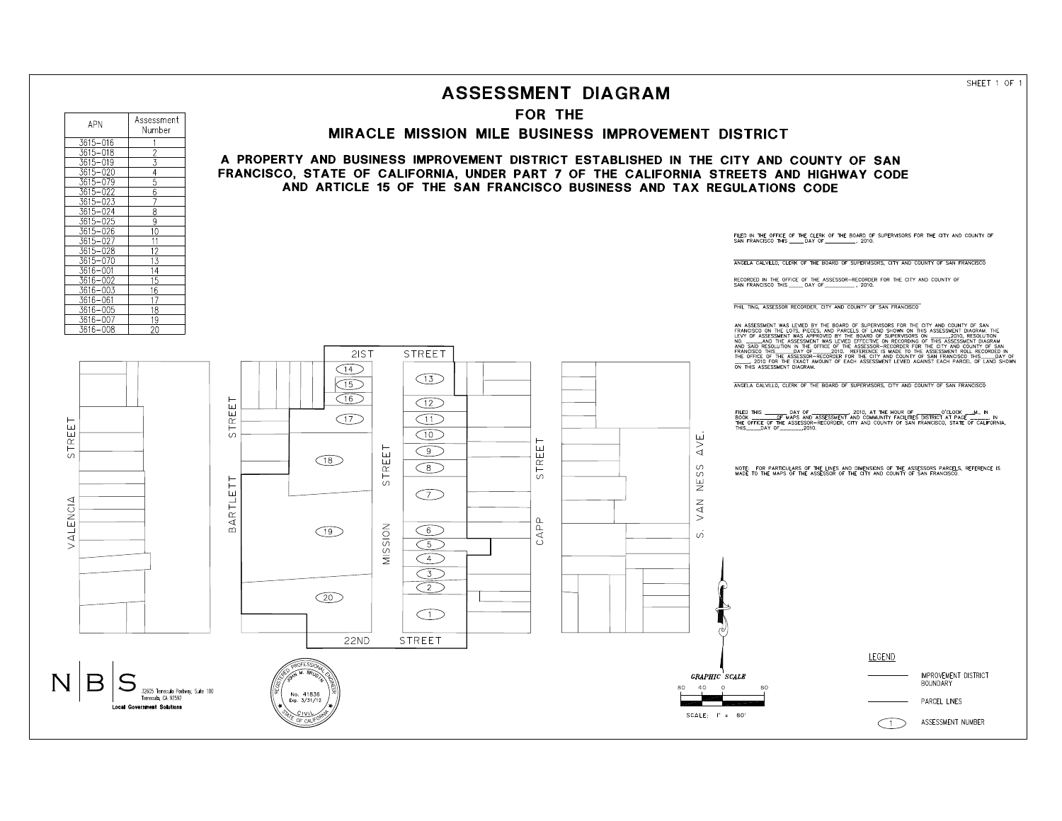SHEET 1 OF 1

# ASSESSMENT DIAGRAM

## FOR THE

## MIRACLE MISSION MILE BUSINESS IMPROVEMENT DISTRICT

### A PROPERTY AND BUSINESS IMPROVEMENT DISTRICT ESTABLISHED IN THE CITY AND COUNTY OF SAN FRANCISCO, STATE OF CALIFORNIA, UNDER PART 7 OF THE CALIFORNIA STREETS AND HIGHWAY CODE AND ARTICLE 15 OF THE SAN FRANCISCO BUSINESS AND TAX REGULATIONS CODE

| APN | Assessment Number |
|---|---|
| 3615–016 | 1 |
| 3615–018 | 2 |
| 3615–019 | 3 |
| 3615–020 | 4 |
| 3615–079 | 5 |
| 3615–022 | 6 |
| 3615–023 | 7 |
| 3615–024 | 8 |
| 3615–025 | 9 |
| 3615–026 | 10 |
| 3615–027 | 11 |
| 3615–028 | 12 |
| 3615–070 | 13 |
| 3616–001 | 14 |
| 3616–002 | 15 |
| 3616–003 | 16 |
| 3616–061 | 17 |
| 3616–005 | 18 |
| 3616–007 | 19 |
| 3616–008 | 20 |

FILED IN THE OFFICE OF THE CLERK OF THE BOARD OF SUPERVISORS FOR THE CITY AND COUNTY OF SAN FRANCISCO THIS _____ DAY OF __________, 2010.

ANGELA CALVILLO, CLERK OF THE BOARD OF SUPERVISORS, CITY AND COUNTY OF SAN FRANCISCO

RECORDED IN THE OFFICE OF THE ASSESSOR–RECORDER FOR THE CITY AND COUNTY OF SAN FRANCISCO THIS _____ DAY OF __________, 2010.

PHIL TING, ASSESSOR RECORDER, CITY AND COUNTY OF SAN FRANCISCO

AN ASSESSMENT WAS LEVIED BY THE BOARD OF SUPERVISORS FOR THE CITY AND COUNTY OF SAN FRANCISCO ON THE LOTS, PIECES, AND PARCELS OF LAND SHOWN ON THIS ASSESSMENT DIAGRAM. THE LEVY OF ASSESSMENT WAS APPROVED BY THE BOARD OF SUPERVISORS ON _______, 2010, RESOLUTION NO. _____ AND THE ASSESSMENT WAS LEVIED EFFECTIVE ON RECORDING OF THIS ASSESSMENT DIAGRAM AND SAID RESOLUTION IN THE OFFICE OF THE ASSESSOR–RECORDER FOR THE CITY AND COUNTY OF SAN FRANCISCO THIS _____ DAY OF _______ 2010. REFERENCE IS MADE TO THE ASSESSMENT ROLL RECORDED IN THE OFFICE OF THE ASSESSOR–RECORDER FOR THE CITY AND COUNTY OF SAN FRANCISCO THIS _____ DAY OF _______, 2010 FOR THE EXACT AMOUNT OF EACH ASSESSMENT LEVIED AGAINST EACH PARCEL OF LAND SHOWN ON THIS ASSESSMENT DIAGRAM.

ANGELA CALVILLO, CLERK OF THE BOARD OF SUPERVISORS, CITY AND COUNTY OF SAN FRANCISCO

FILED THIS _______ DAY OF ____________, 2010, AT THE HOUR OF ________ O'CLOCK ___M., IN BOOK ________ OF MAPS AND ASSESSMENT AND COMMUNITY FACILITIES DISTRICT AT PAGE ______ IN THE OFFICE OF THE ASSESSOR–RECORDER, CITY AND COUNTY OF SAN FRANCISCO, STATE OF CALIFORNIA, THIS _____ DAY OF ________, 2010.

NOTE: FOR PARTICULARS OF THE LINES AND DIMENSIONS OF THE ASSESSORS PARCELS, REFERENCE IS MADE TO THE MAPS OF THE ASSESSOR OF THE CITY AND COUNTY OF SAN FRANCISCO.

21ST STREET — 22ND STREET — VALENCIA STREET — BARTLETT STREET — MISSION STREET — CAPP STREET — S. VAN NESS AVE.

GRAPHIC SCALE: 80 40 0 80 — SCALE: 1" = 80'

LEGEND

- IMPROVEMENT DISTRICT BOUNDARY
- PARCEL LINES
- (1) ASSESSMENT NUMBER

NBS — 32605 Temecula Parkway, Suite 100, Temecula, CA 92592 — Local Government Solutions

REGISTERED PROFESSIONAL ENGINEER — JOHN M. BRUDIN — No. 41836 — Exp. 3/31/12 — CIVIL — STATE OF CALIFORNIA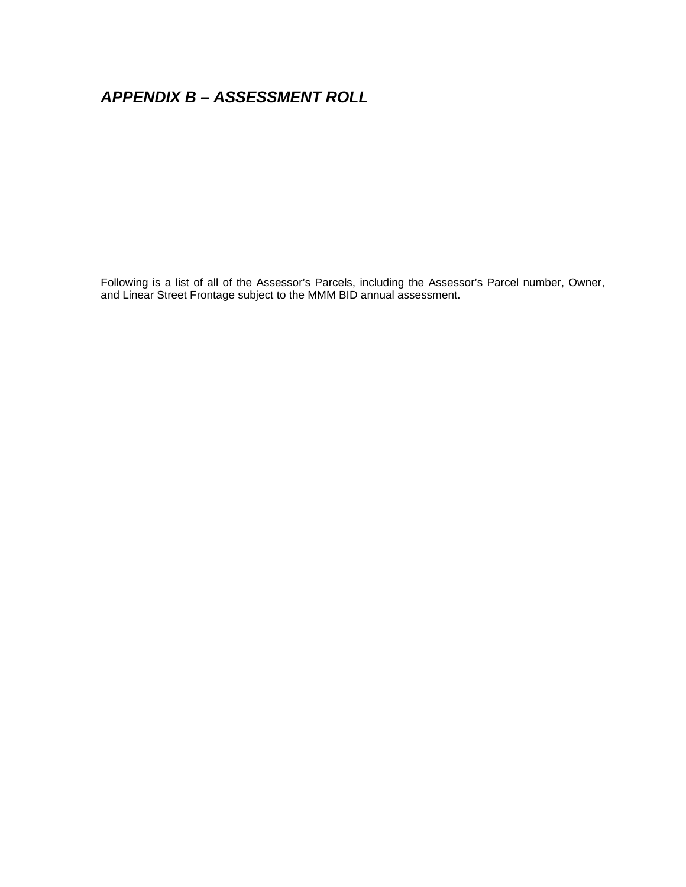## *APPENDIX B – ASSESSMENT ROLL*

Following is a list of all of the Assessor's Parcels, including the Assessor's Parcel number, Owner, and Linear Street Frontage subject to the MMM BID annual assessment.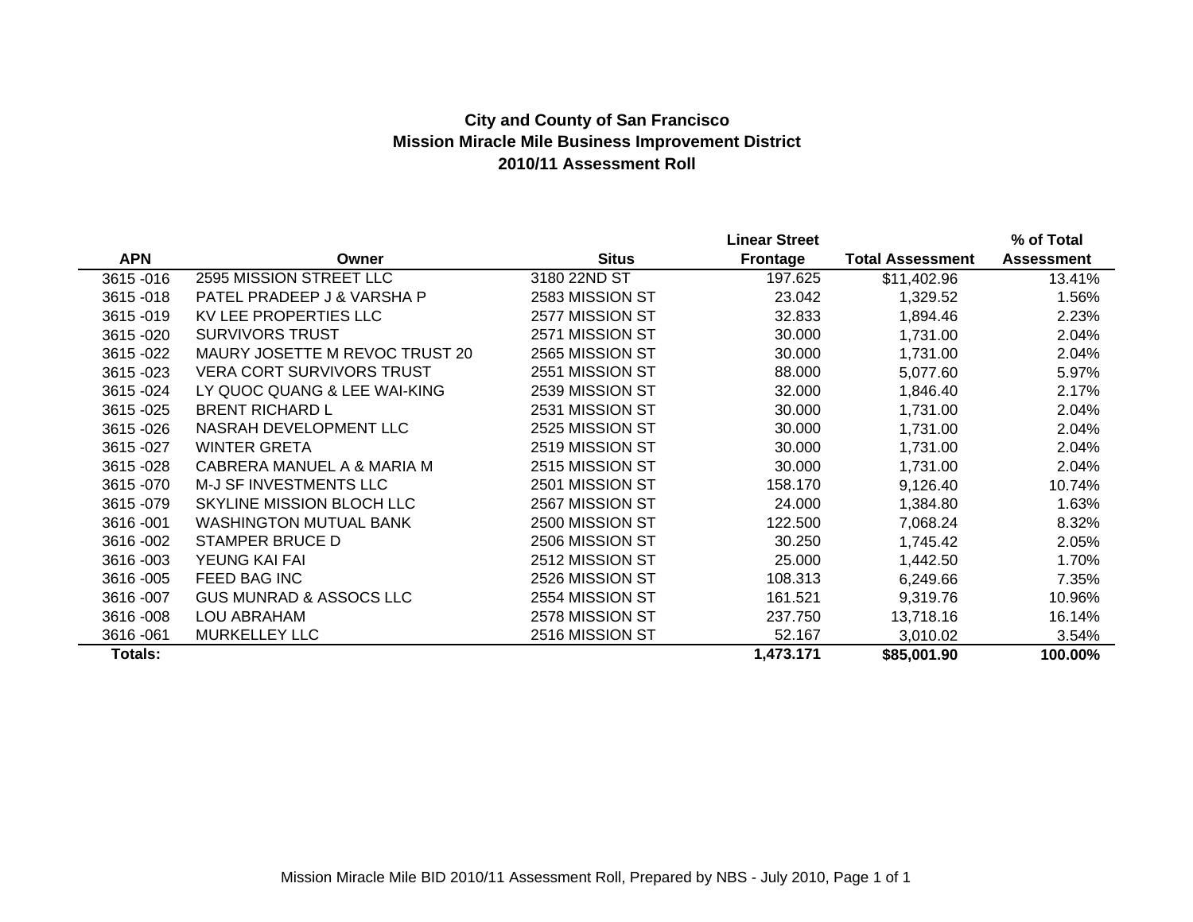**City and County of San Francisco**
**Mission Miracle Mile Business Improvement District**
**2010/11 Assessment Roll**

| APN | Owner | Situs | Linear Street Frontage | Total Assessment | % of Total Assessment |
|---|---|---|---|---|---|
| 3615 -016 | 2595 MISSION STREET LLC | 3180 22ND ST | 197.625 | $11,402.96 | 13.41% |
| 3615 -018 | PATEL PRADEEP J & VARSHA P | 2583 MISSION ST | 23.042 | 1,329.52 | 1.56% |
| 3615 -019 | KV LEE PROPERTIES LLC | 2577 MISSION ST | 32.833 | 1,894.46 | 2.23% |
| 3615 -020 | SURVIVORS TRUST | 2571 MISSION ST | 30.000 | 1,731.00 | 2.04% |
| 3615 -022 | MAURY JOSETTE M REVOC TRUST 20 | 2565 MISSION ST | 30.000 | 1,731.00 | 2.04% |
| 3615 -023 | VERA CORT SURVIVORS TRUST | 2551 MISSION ST | 88.000 | 5,077.60 | 5.97% |
| 3615 -024 | LY QUOC QUANG & LEE WAI-KING | 2539 MISSION ST | 32.000 | 1,846.40 | 2.17% |
| 3615 -025 | BRENT RICHARD L | 2531 MISSION ST | 30.000 | 1,731.00 | 2.04% |
| 3615 -026 | NASRAH DEVELOPMENT LLC | 2525 MISSION ST | 30.000 | 1,731.00 | 2.04% |
| 3615 -027 | WINTER GRETA | 2519 MISSION ST | 30.000 | 1,731.00 | 2.04% |
| 3615 -028 | CABRERA MANUEL A & MARIA M | 2515 MISSION ST | 30.000 | 1,731.00 | 2.04% |
| 3615 -070 | M-J SF INVESTMENTS LLC | 2501 MISSION ST | 158.170 | 9,126.40 | 10.74% |
| 3615 -079 | SKYLINE MISSION BLOCH LLC | 2567 MISSION ST | 24.000 | 1,384.80 | 1.63% |
| 3616 -001 | WASHINGTON MUTUAL BANK | 2500 MISSION ST | 122.500 | 7,068.24 | 8.32% |
| 3616 -002 | STAMPER BRUCE D | 2506 MISSION ST | 30.250 | 1,745.42 | 2.05% |
| 3616 -003 | YEUNG KAI FAI | 2512 MISSION ST | 25.000 | 1,442.50 | 1.70% |
| 3616 -005 | FEED BAG INC | 2526 MISSION ST | 108.313 | 6,249.66 | 7.35% |
| 3616 -007 | GUS MUNRAD & ASSOCS LLC | 2554 MISSION ST | 161.521 | 9,319.76 | 10.96% |
| 3616 -008 | LOU ABRAHAM | 2578 MISSION ST | 237.750 | 13,718.16 | 16.14% |
| 3616 -061 | MURKELLEY LLC | 2516 MISSION ST | 52.167 | 3,010.02 | 3.54% |
| **Totals:** | | | **1,473.171** | **$85,001.90** | **100.00%** |

Mission Miracle Mile BID 2010/11 Assessment Roll, Prepared by NBS - July 2010